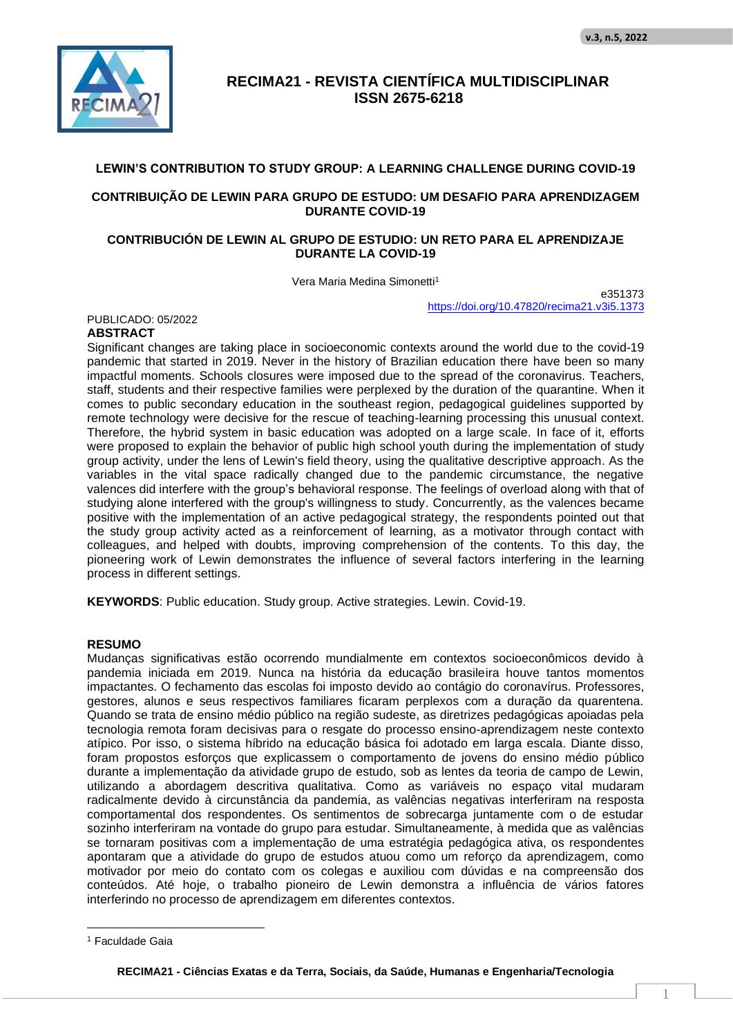# LEWIN'S CONTRIBUTION TO STUDY GROUP: A LEARNING CHALLENGE DURING COVID-19

# CONTRIBUIÇÃO DE LEWIN PARA GRUPO DE ESTUDO: UM DESAFIO PARA APRENDIZAGEM DURANTE COVID-19

# CONTRIBUCIÓN DE LEWIN AL GRUPO DE ESTUDIO: UN RETO PARA EL APRENDIZAJE DURANTE LA COVID-19

Vera Maria Medina Simonetti[1]

e351373
https://doi.org/10.47820/recima21.v3i5.1373

PUBLICADO: 05/2022

## ABSTRACT

Significant changes are taking place in socioeconomic contexts around the world due to the covid-19 pandemic that started in 2019. Never in the history of Brazilian education there have been so many impactful moments. Schools closures were imposed due to the spread of the coronavirus. Teachers, staff, students and their respective families were perplexed by the duration of the quarantine. When it comes to public secondary education in the southeast region, pedagogical guidelines supported by remote technology were decisive for the rescue of teaching-learning processing this unusual context. Therefore, the hybrid system in basic education was adopted on a large scale. In face of it, efforts were proposed to explain the behavior of public high school youth during the implementation of study group activity, under the lens of Lewin's field theory, using the qualitative descriptive approach. As the variables in the vital space radically changed due to the pandemic circumstance, the negative valences did interfere with the group's behavioral response. The feelings of overload along with that of studying alone interfered with the group's willingness to study. Concurrently, as the valences became positive with the implementation of an active pedagogical strategy, the respondents pointed out that the study group activity acted as a reinforcement of learning, as a motivator through contact with colleagues, and helped with doubts, improving comprehension of the contents. To this day, the pioneering work of Lewin demonstrates the influence of several factors interfering in the learning process in different settings.

**KEYWORDS**: Public education. Study group. Active strategies. Lewin. Covid-19.

## RESUMO

Mudanças significativas estão ocorrendo mundialmente em contextos socioeconômicos devido à pandemia iniciada em 2019. Nunca na história da educação brasileira houve tantos momentos impactantes. O fechamento das escolas foi imposto devido ao contágio do coronavírus. Professores, gestores, alunos e seus respectivos familiares ficaram perplexos com a duração da quarentena. Quando se trata de ensino médio público na região sudeste, as diretrizes pedagógicas apoiadas pela tecnologia remota foram decisivas para o resgate do processo ensino-aprendizagem neste contexto atípico. Por isso, o sistema híbrido na educação básica foi adotado em larga escala. Diante disso, foram propostos esforços que explicassem o comportamento de jovens do ensino médio público durante a implementação da atividade grupo de estudo, sob as lentes da teoria de campo de Lewin, utilizando a abordagem descritiva qualitativa. Como as variáveis no espaço vital mudaram radicalmente devido à circunstância da pandemia, as valências negativas interferiram na resposta comportamental dos respondentes. Os sentimentos de sobrecarga juntamente com o de estudar sozinho interferiram na vontade do grupo para estudar. Simultaneamente, à medida que as valências se tornaram positivas com a implementação de uma estratégia pedagógica ativa, os respondentes apontaram que a atividade do grupo de estudos atuou como um reforço da aprendizagem, como motivador por meio do contato com os colegas e auxiliou com dúvidas e na compreensão dos conteúdos. Até hoje, o trabalho pioneiro de Lewin demonstra a influência de vários fatores interferindo no processo de aprendizagem em diferentes contextos.

---

[1] Faculdade Gaia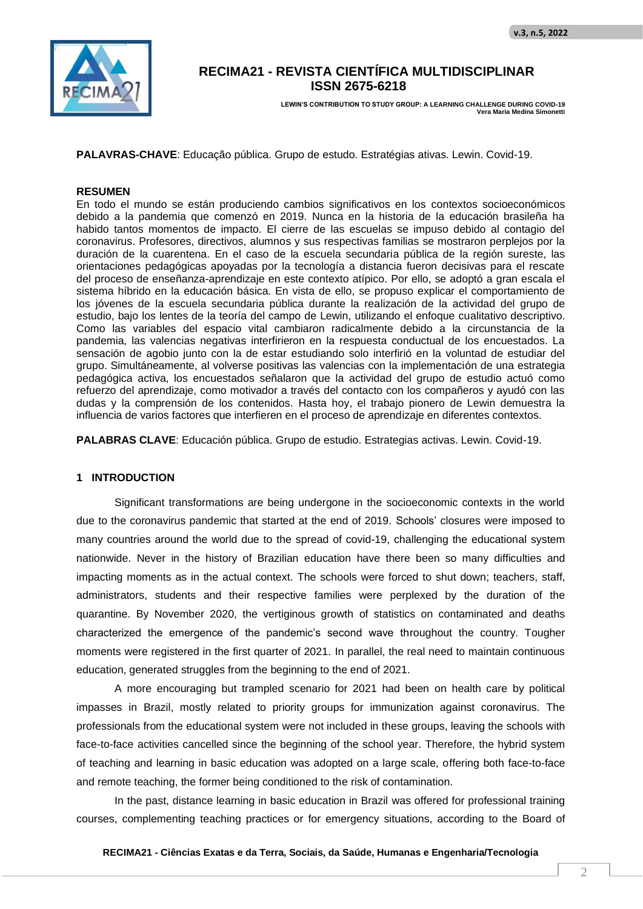**PALAVRAS-CHAVE**: Educação pública. Grupo de estudo. Estratégias ativas. Lewin. Covid-19.

**RESUMEN**

En todo el mundo se están produciendo cambios significativos en los contextos socioeconómicos debido a la pandemia que comenzó en 2019. Nunca en la historia de la educación brasileña ha habido tantos momentos de impacto. El cierre de las escuelas se impuso debido al contagio del coronavirus. Profesores, directivos, alumnos y sus respectivas familias se mostraron perplejos por la duración de la cuarentena. En el caso de la escuela secundaria pública de la región sureste, las orientaciones pedagógicas apoyadas por la tecnología a distancia fueron decisivas para el rescate del proceso de enseñanza-aprendizaje en este contexto atípico. Por ello, se adoptó a gran escala el sistema híbrido en la educación básica. En vista de ello, se propuso explicar el comportamiento de los jóvenes de la escuela secundaria pública durante la realización de la actividad del grupo de estudio, bajo los lentes de la teoría del campo de Lewin, utilizando el enfoque cualitativo descriptivo. Como las variables del espacio vital cambiaron radicalmente debido a la circunstancia de la pandemia, las valencias negativas interfirieron en la respuesta conductual de los encuestados. La sensación de agobio junto con la de estar estudiando solo interfirió en la voluntad de estudiar del grupo. Simultáneamente, al volverse positivas las valencias con la implementación de una estrategia pedagógica activa, los encuestados señalaron que la actividad del grupo de estudio actuó como refuerzo del aprendizaje, como motivador a través del contacto con los compañeros y ayudó con las dudas y la comprensión de los contenidos. Hasta hoy, el trabajo pionero de Lewin demuestra la influencia de varios factores que interfieren en el proceso de aprendizaje en diferentes contextos.

**PALABRAS CLAVE**: Educación pública. Grupo de estudio. Estrategias activas. Lewin. Covid-19.

## 1 INTRODUCTION

Significant transformations are being undergone in the socioeconomic contexts in the world due to the coronavirus pandemic that started at the end of 2019. Schools' closures were imposed to many countries around the world due to the spread of covid-19, challenging the educational system nationwide. Never in the history of Brazilian education have there been so many difficulties and impacting moments as in the actual context. The schools were forced to shut down; teachers, staff, administrators, students and their respective families were perplexed by the duration of the quarantine. By November 2020, the vertiginous growth of statistics on contaminated and deaths characterized the emergence of the pandemic's second wave throughout the country. Tougher moments were registered in the first quarter of 2021. In parallel, the real need to maintain continuous education, generated struggles from the beginning to the end of 2021.

A more encouraging but trampled scenario for 2021 had been on health care by political impasses in Brazil, mostly related to priority groups for immunization against coronavirus. The professionals from the educational system were not included in these groups, leaving the schools with face-to-face activities cancelled since the beginning of the school year. Therefore, the hybrid system of teaching and learning in basic education was adopted on a large scale, offering both face-to-face and remote teaching, the former being conditioned to the risk of contamination.

In the past, distance learning in basic education in Brazil was offered for professional training courses, complementing teaching practices or for emergency situations, according to the Board of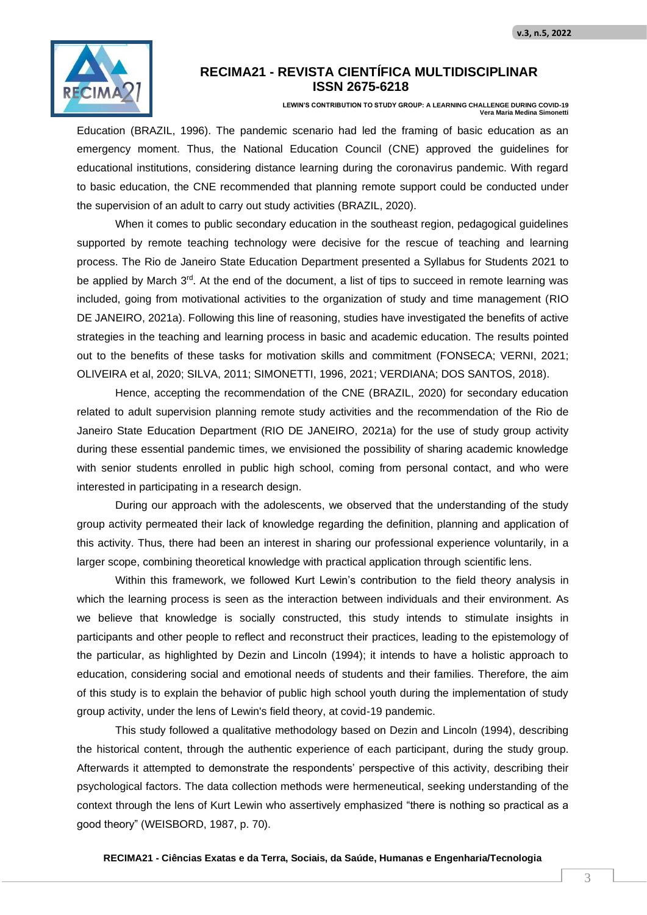Education (BRAZIL, 1996). The pandemic scenario had led the framing of basic education as an emergency moment. Thus, the National Education Council (CNE) approved the guidelines for educational institutions, considering distance learning during the coronavirus pandemic. With regard to basic education, the CNE recommended that planning remote support could be conducted under the supervision of an adult to carry out study activities (BRAZIL, 2020).

When it comes to public secondary education in the southeast region, pedagogical guidelines supported by remote teaching technology were decisive for the rescue of teaching and learning process. The Rio de Janeiro State Education Department presented a Syllabus for Students 2021 to be applied by March 3rd. At the end of the document, a list of tips to succeed in remote learning was included, going from motivational activities to the organization of study and time management (RIO DE JANEIRO, 2021a). Following this line of reasoning, studies have investigated the benefits of active strategies in the teaching and learning process in basic and academic education. The results pointed out to the benefits of these tasks for motivation skills and commitment (FONSECA; VERNI, 2021; OLIVEIRA et al, 2020; SILVA, 2011; SIMONETTI, 1996, 2021; VERDIANA; DOS SANTOS, 2018).

Hence, accepting the recommendation of the CNE (BRAZIL, 2020) for secondary education related to adult supervision planning remote study activities and the recommendation of the Rio de Janeiro State Education Department (RIO DE JANEIRO, 2021a) for the use of study group activity during these essential pandemic times, we envisioned the possibility of sharing academic knowledge with senior students enrolled in public high school, coming from personal contact, and who were interested in participating in a research design.

During our approach with the adolescents, we observed that the understanding of the study group activity permeated their lack of knowledge regarding the definition, planning and application of this activity. Thus, there had been an interest in sharing our professional experience voluntarily, in a larger scope, combining theoretical knowledge with practical application through scientific lens.

Within this framework, we followed Kurt Lewin's contribution to the field theory analysis in which the learning process is seen as the interaction between individuals and their environment. As we believe that knowledge is socially constructed, this study intends to stimulate insights in participants and other people to reflect and reconstruct their practices, leading to the epistemology of the particular, as highlighted by Dezin and Lincoln (1994); it intends to have a holistic approach to education, considering social and emotional needs of students and their families. Therefore, the aim of this study is to explain the behavior of public high school youth during the implementation of study group activity, under the lens of Lewin's field theory, at covid-19 pandemic.

This study followed a qualitative methodology based on Dezin and Lincoln (1994), describing the historical content, through the authentic experience of each participant, during the study group. Afterwards it attempted to demonstrate the respondents' perspective of this activity, describing their psychological factors. The data collection methods were hermeneutical, seeking understanding of the context through the lens of Kurt Lewin who assertively emphasized "there is nothing so practical as a good theory" (WEISBORD, 1987, p. 70).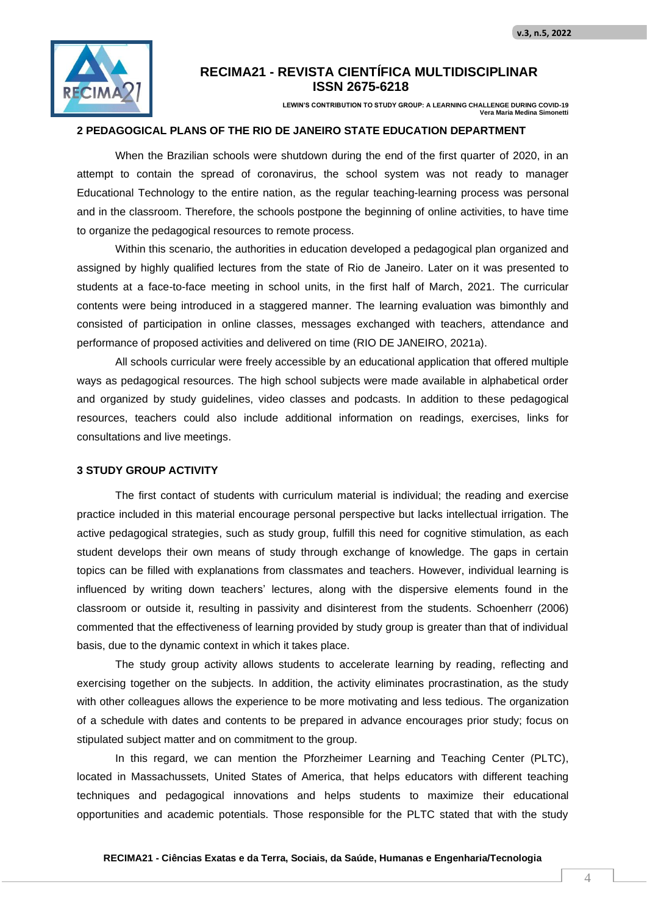## 2 PEDAGOGICAL PLANS OF THE RIO DE JANEIRO STATE EDUCATION DEPARTMENT

When the Brazilian schools were shutdown during the end of the first quarter of 2020, in an attempt to contain the spread of coronavirus, the school system was not ready to manager Educational Technology to the entire nation, as the regular teaching-learning process was personal and in the classroom. Therefore, the schools postpone the beginning of online activities, to have time to organize the pedagogical resources to remote process.

Within this scenario, the authorities in education developed a pedagogical plan organized and assigned by highly qualified lectures from the state of Rio de Janeiro. Later on it was presented to students at a face-to-face meeting in school units, in the first half of March, 2021. The curricular contents were being introduced in a staggered manner. The learning evaluation was bimonthly and consisted of participation in online classes, messages exchanged with teachers, attendance and performance of proposed activities and delivered on time (RIO DE JANEIRO, 2021a).

All schools curricular were freely accessible by an educational application that offered multiple ways as pedagogical resources. The high school subjects were made available in alphabetical order and organized by study guidelines, video classes and podcasts. In addition to these pedagogical resources, teachers could also include additional information on readings, exercises, links for consultations and live meetings.

## 3 STUDY GROUP ACTIVITY

The first contact of students with curriculum material is individual; the reading and exercise practice included in this material encourage personal perspective but lacks intellectual irrigation. The active pedagogical strategies, such as study group, fulfill this need for cognitive stimulation, as each student develops their own means of study through exchange of knowledge. The gaps in certain topics can be filled with explanations from classmates and teachers. However, individual learning is influenced by writing down teachers' lectures, along with the dispersive elements found in the classroom or outside it, resulting in passivity and disinterest from the students. Schoenherr (2006) commented that the effectiveness of learning provided by study group is greater than that of individual basis, due to the dynamic context in which it takes place.

The study group activity allows students to accelerate learning by reading, reflecting and exercising together on the subjects. In addition, the activity eliminates procrastination, as the study with other colleagues allows the experience to be more motivating and less tedious. The organization of a schedule with dates and contents to be prepared in advance encourages prior study; focus on stipulated subject matter and on commitment to the group.

In this regard, we can mention the Pforzheimer Learning and Teaching Center (PLTC), located in Massachussets, United States of America, that helps educators with different teaching techniques and pedagogical innovations and helps students to maximize their educational opportunities and academic potentials. Those responsible for the PLTC stated that with the study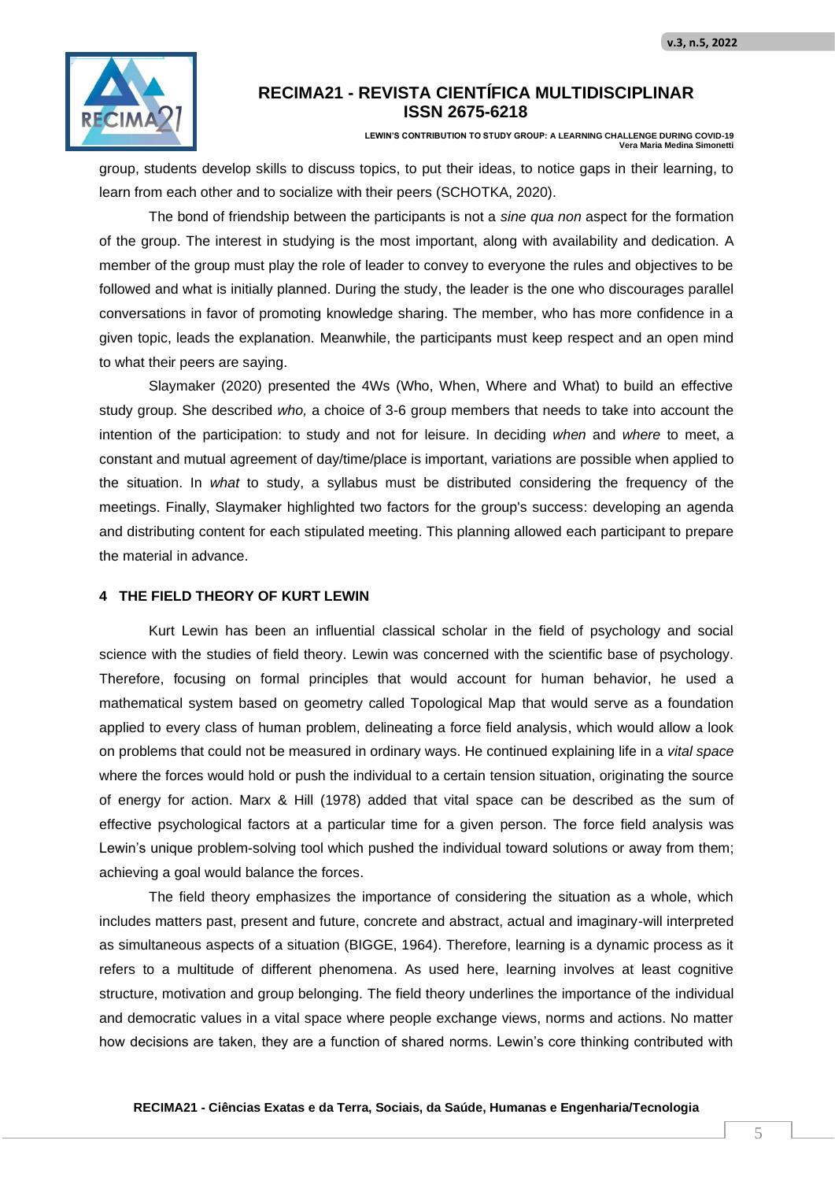group, students develop skills to discuss topics, to put their ideas, to notice gaps in their learning, to learn from each other and to socialize with their peers (SCHOTKA, 2020).

The bond of friendship between the participants is not a *sine qua non* aspect for the formation of the group. The interest in studying is the most important, along with availability and dedication. A member of the group must play the role of leader to convey to everyone the rules and objectives to be followed and what is initially planned. During the study, the leader is the one who discourages parallel conversations in favor of promoting knowledge sharing. The member, who has more confidence in a given topic, leads the explanation. Meanwhile, the participants must keep respect and an open mind to what their peers are saying.

Slaymaker (2020) presented the 4Ws (Who, When, Where and What) to build an effective study group. She described *who,* a choice of 3-6 group members that needs to take into account the intention of the participation: to study and not for leisure. In deciding *when* and *where* to meet, a constant and mutual agreement of day/time/place is important, variations are possible when applied to the situation. In *what* to study, a syllabus must be distributed considering the frequency of the meetings. Finally, Slaymaker highlighted two factors for the group's success: developing an agenda and distributing content for each stipulated meeting. This planning allowed each participant to prepare the material in advance.

## 4 THE FIELD THEORY OF KURT LEWIN

Kurt Lewin has been an influential classical scholar in the field of psychology and social science with the studies of field theory. Lewin was concerned with the scientific base of psychology. Therefore, focusing on formal principles that would account for human behavior, he used a mathematical system based on geometry called Topological Map that would serve as a foundation applied to every class of human problem, delineating a force field analysis, which would allow a look on problems that could not be measured in ordinary ways. He continued explaining life in a *vital space* where the forces would hold or push the individual to a certain tension situation, originating the source of energy for action. Marx & Hill (1978) added that vital space can be described as the sum of effective psychological factors at a particular time for a given person. The force field analysis was Lewin's unique problem-solving tool which pushed the individual toward solutions or away from them; achieving a goal would balance the forces.

The field theory emphasizes the importance of considering the situation as a whole, which includes matters past, present and future, concrete and abstract, actual and imaginary-will interpreted as simultaneous aspects of a situation (BIGGE, 1964). Therefore, learning is a dynamic process as it refers to a multitude of different phenomena. As used here, learning involves at least cognitive structure, motivation and group belonging. The field theory underlines the importance of the individual and democratic values in a vital space where people exchange views, norms and actions. No matter how decisions are taken, they are a function of shared norms. Lewin's core thinking contributed with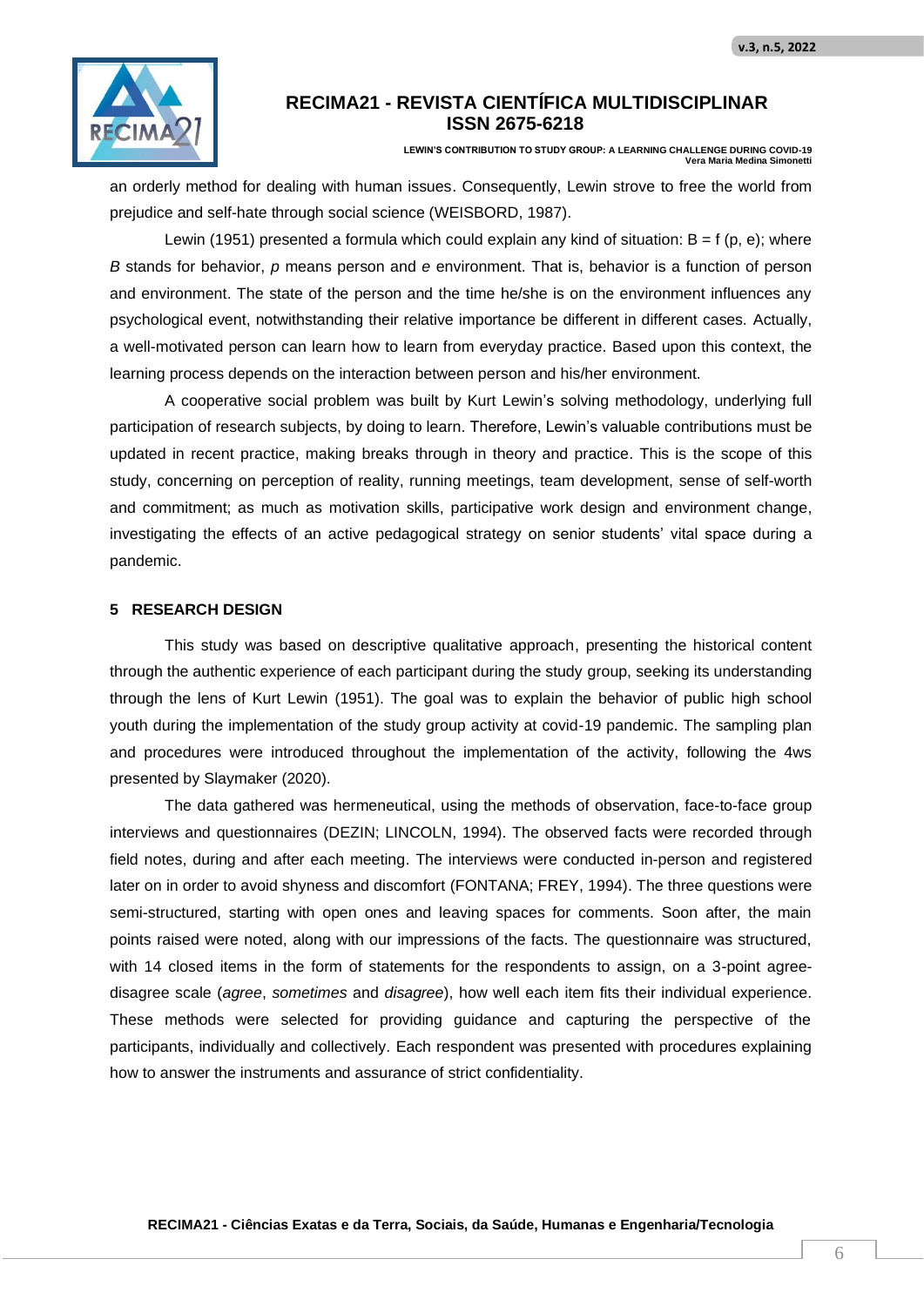an orderly method for dealing with human issues. Consequently, Lewin strove to free the world from prejudice and self-hate through social science (WEISBORD, 1987).

Lewin (1951) presented a formula which could explain any kind of situation: $B = f(p, e)$; where *B* stands for behavior, *p* means person and *e* environment. That is, behavior is a function of person and environment. The state of the person and the time he/she is on the environment influences any psychological event, notwithstanding their relative importance be different in different cases. Actually, a well-motivated person can learn how to learn from everyday practice. Based upon this context, the learning process depends on the interaction between person and his/her environment.

A cooperative social problem was built by Kurt Lewin's solving methodology, underlying full participation of research subjects, by doing to learn. Therefore, Lewin's valuable contributions must be updated in recent practice, making breaks through in theory and practice. This is the scope of this study, concerning on perception of reality, running meetings, team development, sense of self-worth and commitment; as much as motivation skills, participative work design and environment change, investigating the effects of an active pedagogical strategy on senior students' vital space during a pandemic.

## 5 RESEARCH DESIGN

This study was based on descriptive qualitative approach, presenting the historical content through the authentic experience of each participant during the study group, seeking its understanding through the lens of Kurt Lewin (1951). The goal was to explain the behavior of public high school youth during the implementation of the study group activity at covid-19 pandemic. The sampling plan and procedures were introduced throughout the implementation of the activity, following the 4ws presented by Slaymaker (2020).

The data gathered was hermeneutical, using the methods of observation, face-to-face group interviews and questionnaires (DEZIN; LINCOLN, 1994). The observed facts were recorded through field notes, during and after each meeting. The interviews were conducted in-person and registered later on in order to avoid shyness and discomfort (FONTANA; FREY, 1994). The three questions were semi-structured, starting with open ones and leaving spaces for comments. Soon after, the main points raised were noted, along with our impressions of the facts. The questionnaire was structured, with 14 closed items in the form of statements for the respondents to assign, on a 3-point agree-disagree scale (*agree*, *sometimes* and *disagree*), how well each item fits their individual experience. These methods were selected for providing guidance and capturing the perspective of the participants, individually and collectively. Each respondent was presented with procedures explaining how to answer the instruments and assurance of strict confidentiality.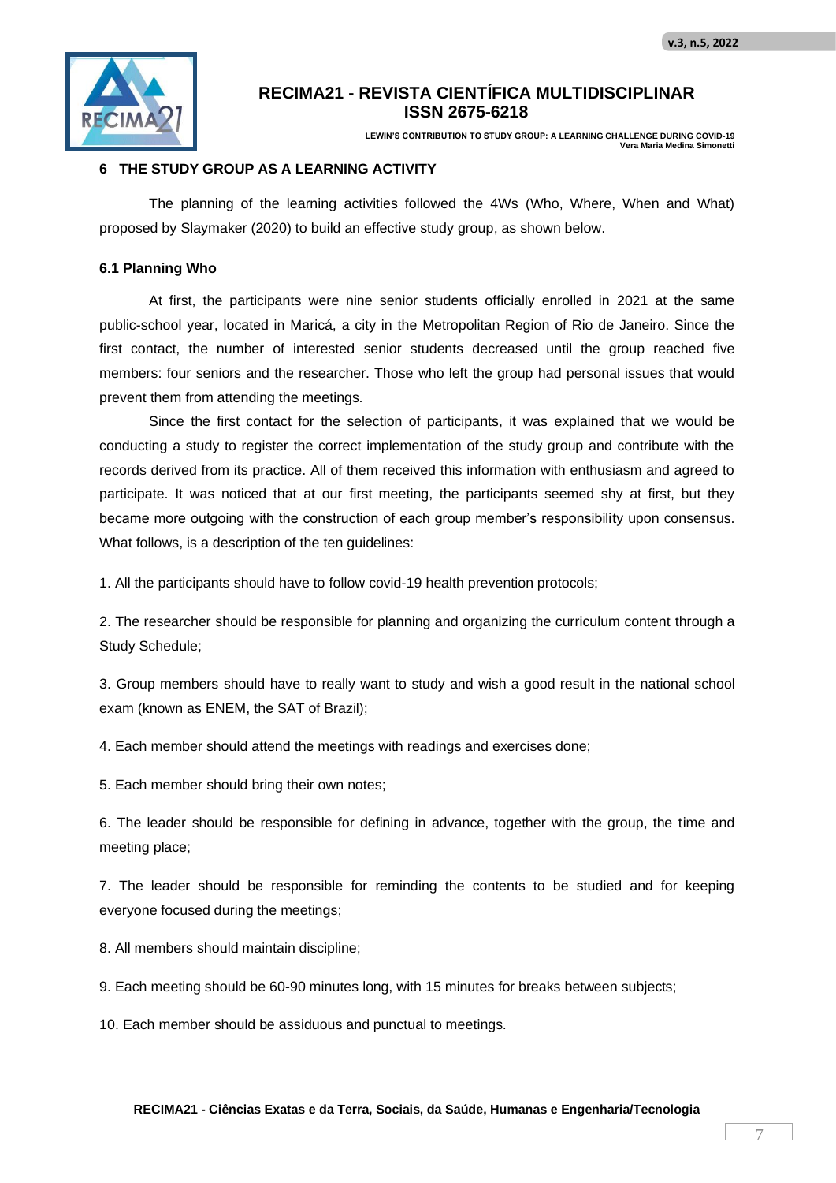## 6 THE STUDY GROUP AS A LEARNING ACTIVITY

The planning of the learning activities followed the 4Ws (Who, Where, When and What) proposed by Slaymaker (2020) to build an effective study group, as shown below.

### 6.1 Planning Who

At first, the participants were nine senior students officially enrolled in 2021 at the same public-school year, located in Maricá, a city in the Metropolitan Region of Rio de Janeiro. Since the first contact, the number of interested senior students decreased until the group reached five members: four seniors and the researcher. Those who left the group had personal issues that would prevent them from attending the meetings.

Since the first contact for the selection of participants, it was explained that we would be conducting a study to register the correct implementation of the study group and contribute with the records derived from its practice. All of them received this information with enthusiasm and agreed to participate. It was noticed that at our first meeting, the participants seemed shy at first, but they became more outgoing with the construction of each group member's responsibility upon consensus. What follows, is a description of the ten guidelines:

1. All the participants should have to follow covid-19 health prevention protocols;

2. The researcher should be responsible for planning and organizing the curriculum content through a Study Schedule;

3. Group members should have to really want to study and wish a good result in the national school exam (known as ENEM, the SAT of Brazil);

4. Each member should attend the meetings with readings and exercises done;

5. Each member should bring their own notes;

6. The leader should be responsible for defining in advance, together with the group, the time and meeting place;

7. The leader should be responsible for reminding the contents to be studied and for keeping everyone focused during the meetings;

8. All members should maintain discipline;

9. Each meeting should be 60-90 minutes long, with 15 minutes for breaks between subjects;

10. Each member should be assiduous and punctual to meetings.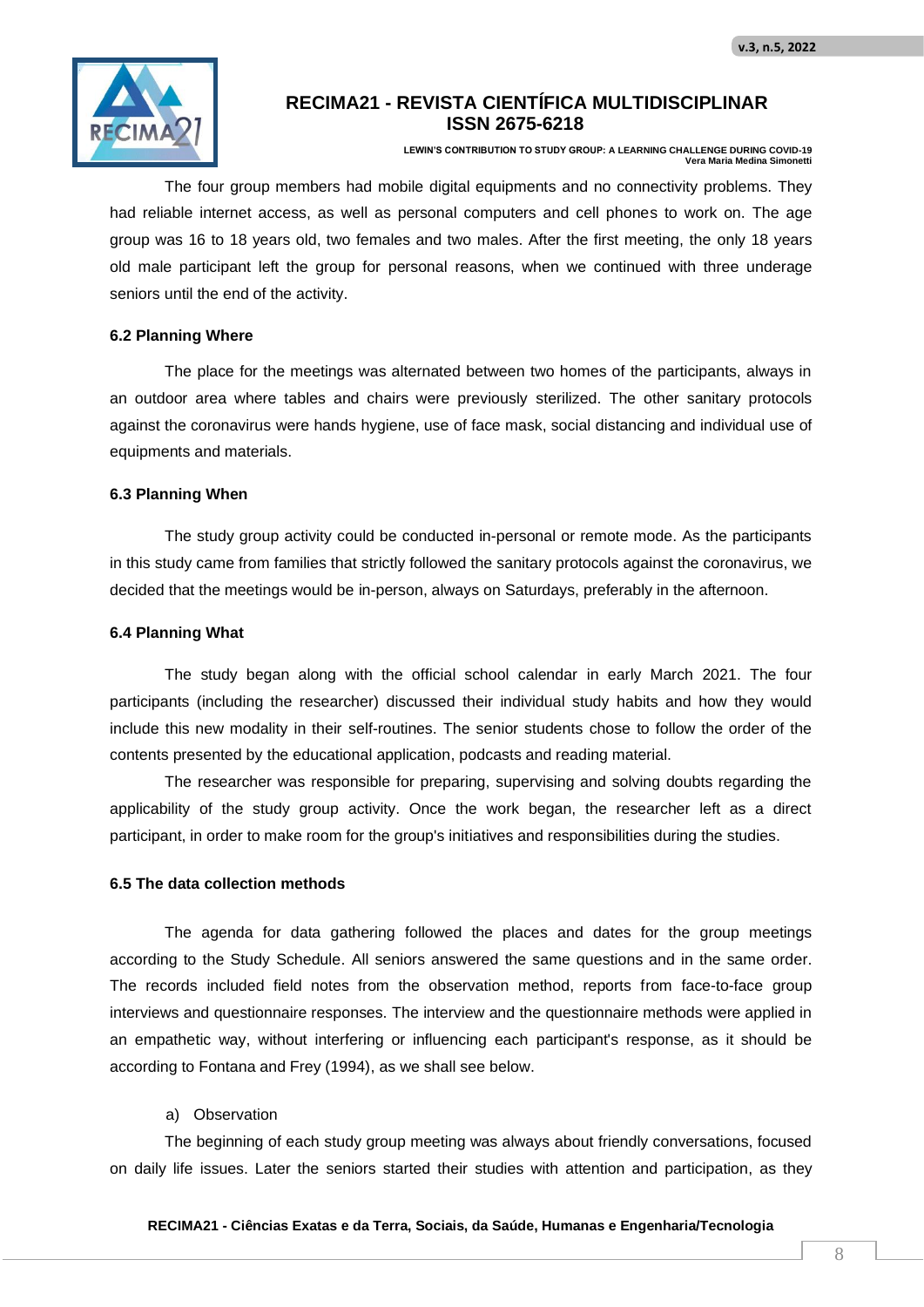The four group members had mobile digital equipments and no connectivity problems. They had reliable internet access, as well as personal computers and cell phones to work on. The age group was 16 to 18 years old, two females and two males. After the first meeting, the only 18 years old male participant left the group for personal reasons, when we continued with three underage seniors until the end of the activity.

### 6.2 Planning Where

The place for the meetings was alternated between two homes of the participants, always in an outdoor area where tables and chairs were previously sterilized. The other sanitary protocols against the coronavirus were hands hygiene, use of face mask, social distancing and individual use of equipments and materials.

### 6.3 Planning When

The study group activity could be conducted in-personal or remote mode. As the participants in this study came from families that strictly followed the sanitary protocols against the coronavirus, we decided that the meetings would be in-person, always on Saturdays, preferably in the afternoon.

### 6.4 Planning What

The study began along with the official school calendar in early March 2021. The four participants (including the researcher) discussed their individual study habits and how they would include this new modality in their self-routines. The senior students chose to follow the order of the contents presented by the educational application, podcasts and reading material.

The researcher was responsible for preparing, supervising and solving doubts regarding the applicability of the study group activity. Once the work began, the researcher left as a direct participant, in order to make room for the group's initiatives and responsibilities during the studies.

### 6.5 The data collection methods

The agenda for data gathering followed the places and dates for the group meetings according to the Study Schedule. All seniors answered the same questions and in the same order. The records included field notes from the observation method, reports from face-to-face group interviews and questionnaire responses. The interview and the questionnaire methods were applied in an empathetic way, without interfering or influencing each participant's response, as it should be according to Fontana and Frey (1994), as we shall see below.

a) Observation

The beginning of each study group meeting was always about friendly conversations, focused on daily life issues. Later the seniors started their studies with attention and participation, as they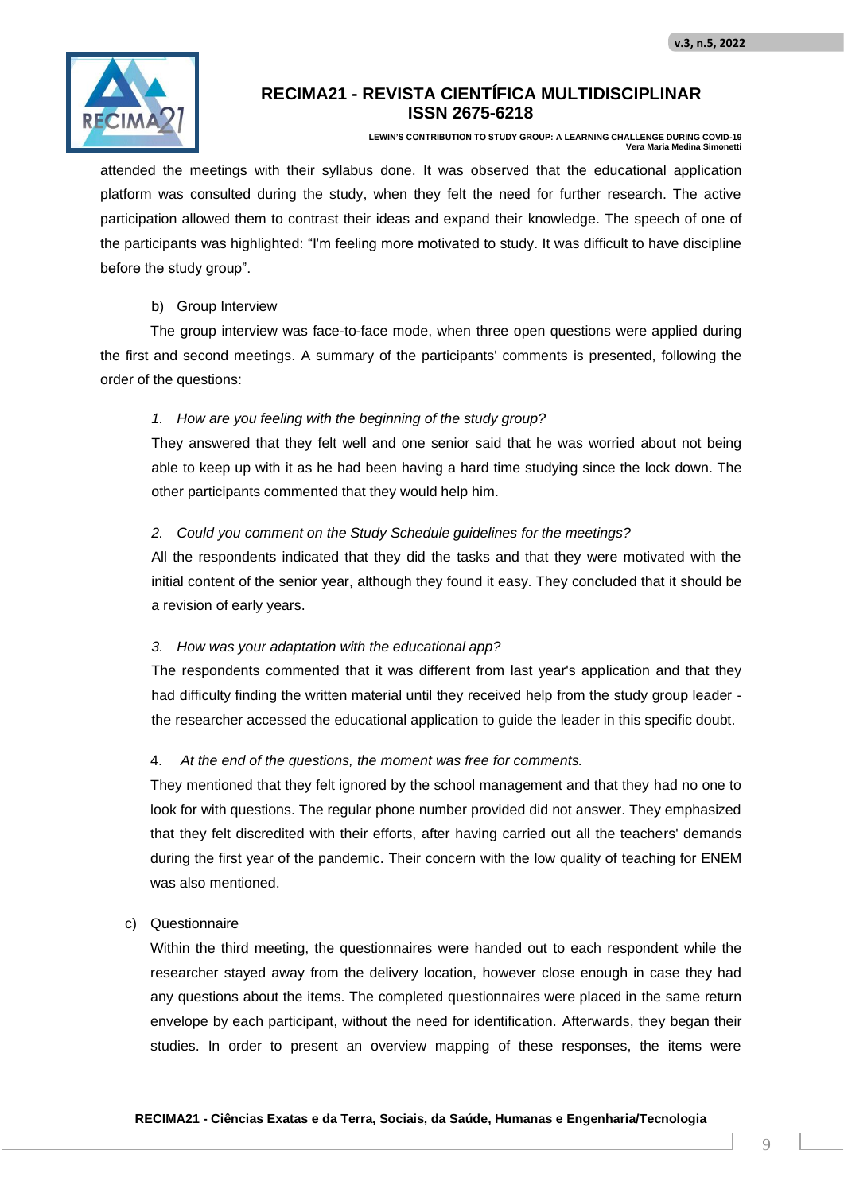attended the meetings with their syllabus done. It was observed that the educational application platform was consulted during the study, when they felt the need for further research. The active participation allowed them to contrast their ideas and expand their knowledge. The speech of one of the participants was highlighted: "I'm feeling more motivated to study. It was difficult to have discipline before the study group".

b) Group Interview

The group interview was face-to-face mode, when three open questions were applied during the first and second meetings. A summary of the participants' comments is presented, following the order of the questions:

1. *How are you feeling with the beginning of the study group?*

They answered that they felt well and one senior said that he was worried about not being able to keep up with it as he had been having a hard time studying since the lock down. The other participants commented that they would help him.

2. *Could you comment on the Study Schedule guidelines for the meetings?*

All the respondents indicated that they did the tasks and that they were motivated with the initial content of the senior year, although they found it easy. They concluded that it should be a revision of early years.

3. *How was your adaptation with the educational app?*

The respondents commented that it was different from last year's application and that they had difficulty finding the written material until they received help from the study group leader - the researcher accessed the educational application to guide the leader in this specific doubt.

4. *At the end of the questions, the moment was free for comments.*

They mentioned that they felt ignored by the school management and that they had no one to look for with questions. The regular phone number provided did not answer. They emphasized that they felt discredited with their efforts, after having carried out all the teachers' demands during the first year of the pandemic. Their concern with the low quality of teaching for ENEM was also mentioned.

c) Questionnaire

Within the third meeting, the questionnaires were handed out to each respondent while the researcher stayed away from the delivery location, however close enough in case they had any questions about the items. The completed questionnaires were placed in the same return envelope by each participant, without the need for identification. Afterwards, they began their studies. In order to present an overview mapping of these responses, the items were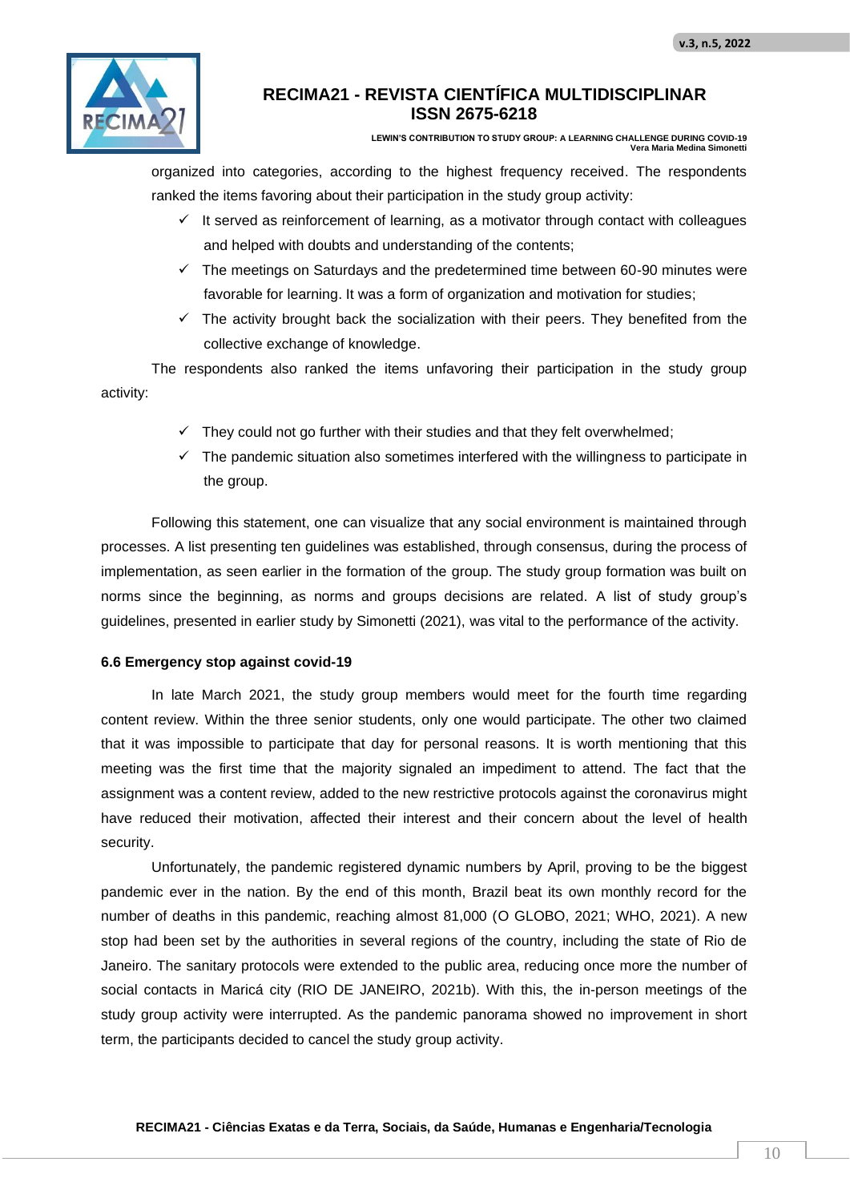organized into categories, according to the highest frequency received. The respondents ranked the items favoring about their participation in the study group activity:

- ✓ It served as reinforcement of learning, as a motivator through contact with colleagues and helped with doubts and understanding of the contents;
- ✓ The meetings on Saturdays and the predetermined time between 60-90 minutes were favorable for learning. It was a form of organization and motivation for studies;
- ✓ The activity brought back the socialization with their peers. They benefited from the collective exchange of knowledge.

The respondents also ranked the items unfavoring their participation in the study group activity:

- ✓ They could not go further with their studies and that they felt overwhelmed;
- ✓ The pandemic situation also sometimes interfered with the willingness to participate in the group.

Following this statement, one can visualize that any social environment is maintained through processes. A list presenting ten guidelines was established, through consensus, during the process of implementation, as seen earlier in the formation of the group. The study group formation was built on norms since the beginning, as norms and groups decisions are related. A list of study group's guidelines, presented in earlier study by Simonetti (2021), was vital to the performance of the activity.

### 6.6 Emergency stop against covid-19

In late March 2021, the study group members would meet for the fourth time regarding content review. Within the three senior students, only one would participate. The other two claimed that it was impossible to participate that day for personal reasons. It is worth mentioning that this meeting was the first time that the majority signaled an impediment to attend. The fact that the assignment was a content review, added to the new restrictive protocols against the coronavirus might have reduced their motivation, affected their interest and their concern about the level of health security.

Unfortunately, the pandemic registered dynamic numbers by April, proving to be the biggest pandemic ever in the nation. By the end of this month, Brazil beat its own monthly record for the number of deaths in this pandemic, reaching almost 81,000 (O GLOBO, 2021; WHO, 2021). A new stop had been set by the authorities in several regions of the country, including the state of Rio de Janeiro. The sanitary protocols were extended to the public area, reducing once more the number of social contacts in Maricá city (RIO DE JANEIRO, 2021b). With this, the in-person meetings of the study group activity were interrupted. As the pandemic panorama showed no improvement in short term, the participants decided to cancel the study group activity.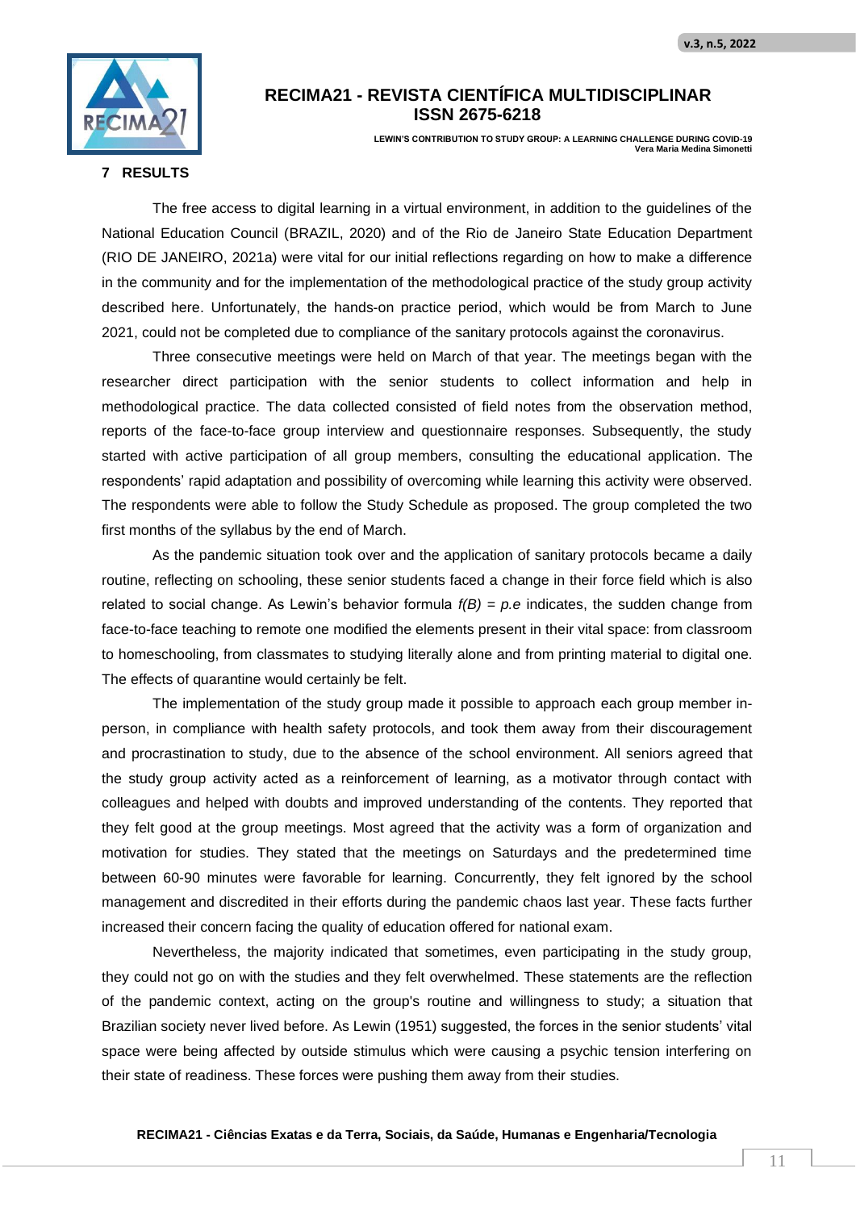## 7 RESULTS

The free access to digital learning in a virtual environment, in addition to the guidelines of the National Education Council (BRAZIL, 2020) and of the Rio de Janeiro State Education Department (RIO DE JANEIRO, 2021a) were vital for our initial reflections regarding on how to make a difference in the community and for the implementation of the methodological practice of the study group activity described here. Unfortunately, the hands-on practice period, which would be from March to June 2021, could not be completed due to compliance of the sanitary protocols against the coronavirus.

Three consecutive meetings were held on March of that year. The meetings began with the researcher direct participation with the senior students to collect information and help in methodological practice. The data collected consisted of field notes from the observation method, reports of the face-to-face group interview and questionnaire responses. Subsequently, the study started with active participation of all group members, consulting the educational application. The respondents' rapid adaptation and possibility of overcoming while learning this activity were observed. The respondents were able to follow the Study Schedule as proposed. The group completed the two first months of the syllabus by the end of March.

As the pandemic situation took over and the application of sanitary protocols became a daily routine, reflecting on schooling, these senior students faced a change in their force field which is also related to social change. As Lewin's behavior formula *f(B) = p.e* indicates, the sudden change from face-to-face teaching to remote one modified the elements present in their vital space: from classroom to homeschooling, from classmates to studying literally alone and from printing material to digital one. The effects of quarantine would certainly be felt.

The implementation of the study group made it possible to approach each group member in-person, in compliance with health safety protocols, and took them away from their discouragement and procrastination to study, due to the absence of the school environment. All seniors agreed that the study group activity acted as a reinforcement of learning, as a motivator through contact with colleagues and helped with doubts and improved understanding of the contents. They reported that they felt good at the group meetings. Most agreed that the activity was a form of organization and motivation for studies. They stated that the meetings on Saturdays and the predetermined time between 60-90 minutes were favorable for learning. Concurrently, they felt ignored by the school management and discredited in their efforts during the pandemic chaos last year. These facts further increased their concern facing the quality of education offered for national exam.

Nevertheless, the majority indicated that sometimes, even participating in the study group, they could not go on with the studies and they felt overwhelmed. These statements are the reflection of the pandemic context, acting on the group's routine and willingness to study; a situation that Brazilian society never lived before. As Lewin (1951) suggested, the forces in the senior students' vital space were being affected by outside stimulus which were causing a psychic tension interfering on their state of readiness. These forces were pushing them away from their studies.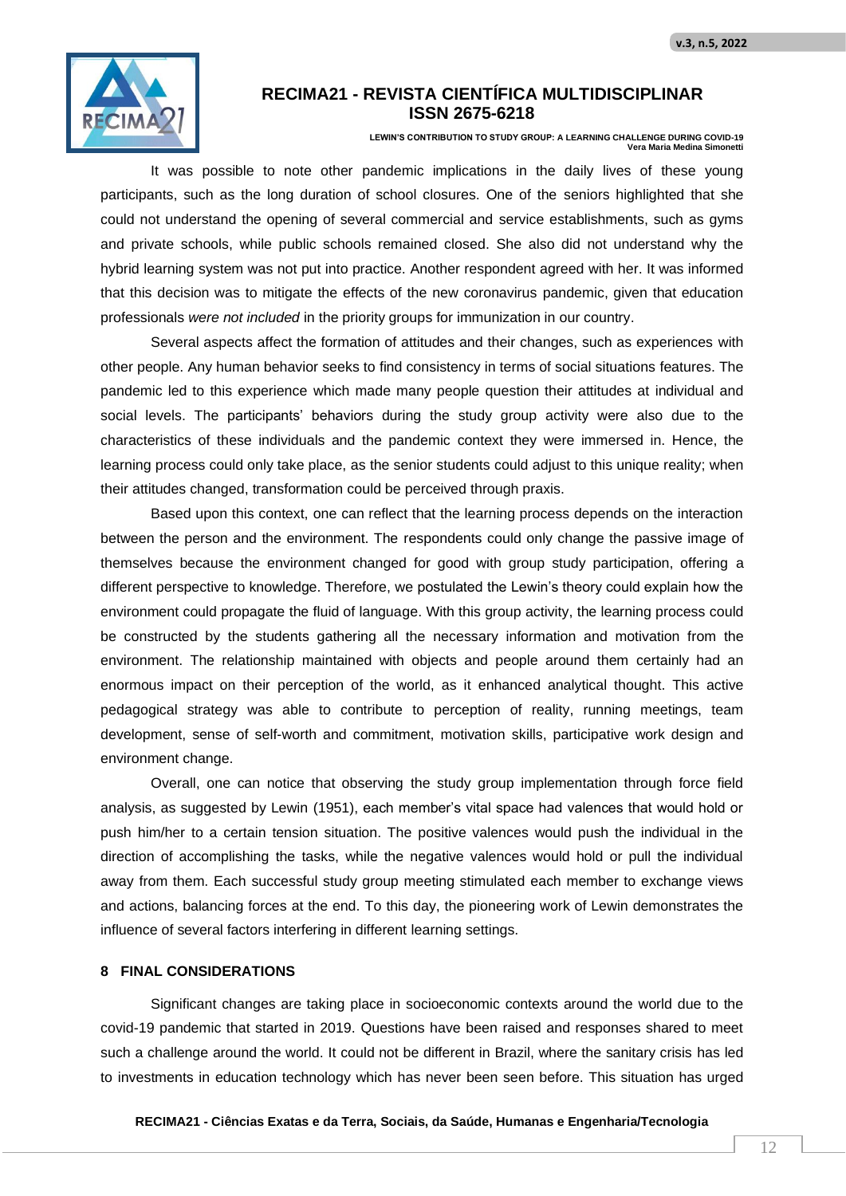It was possible to note other pandemic implications in the daily lives of these young participants, such as the long duration of school closures. One of the seniors highlighted that she could not understand the opening of several commercial and service establishments, such as gyms and private schools, while public schools remained closed. She also did not understand why the hybrid learning system was not put into practice. Another respondent agreed with her. It was informed that this decision was to mitigate the effects of the new coronavirus pandemic, given that education professionals *were not included* in the priority groups for immunization in our country.

Several aspects affect the formation of attitudes and their changes, such as experiences with other people. Any human behavior seeks to find consistency in terms of social situations features. The pandemic led to this experience which made many people question their attitudes at individual and social levels. The participants' behaviors during the study group activity were also due to the characteristics of these individuals and the pandemic context they were immersed in. Hence, the learning process could only take place, as the senior students could adjust to this unique reality; when their attitudes changed, transformation could be perceived through praxis.

Based upon this context, one can reflect that the learning process depends on the interaction between the person and the environment. The respondents could only change the passive image of themselves because the environment changed for good with group study participation, offering a different perspective to knowledge. Therefore, we postulated the Lewin's theory could explain how the environment could propagate the fluid of language. With this group activity, the learning process could be constructed by the students gathering all the necessary information and motivation from the environment. The relationship maintained with objects and people around them certainly had an enormous impact on their perception of the world, as it enhanced analytical thought. This active pedagogical strategy was able to contribute to perception of reality, running meetings, team development, sense of self-worth and commitment, motivation skills, participative work design and environment change.

Overall, one can notice that observing the study group implementation through force field analysis, as suggested by Lewin (1951), each member's vital space had valences that would hold or push him/her to a certain tension situation. The positive valences would push the individual in the direction of accomplishing the tasks, while the negative valences would hold or pull the individual away from them. Each successful study group meeting stimulated each member to exchange views and actions, balancing forces at the end. To this day, the pioneering work of Lewin demonstrates the influence of several factors interfering in different learning settings.

## 8 FINAL CONSIDERATIONS

Significant changes are taking place in socioeconomic contexts around the world due to the covid-19 pandemic that started in 2019. Questions have been raised and responses shared to meet such a challenge around the world. It could not be different in Brazil, where the sanitary crisis has led to investments in education technology which has never been seen before. This situation has urged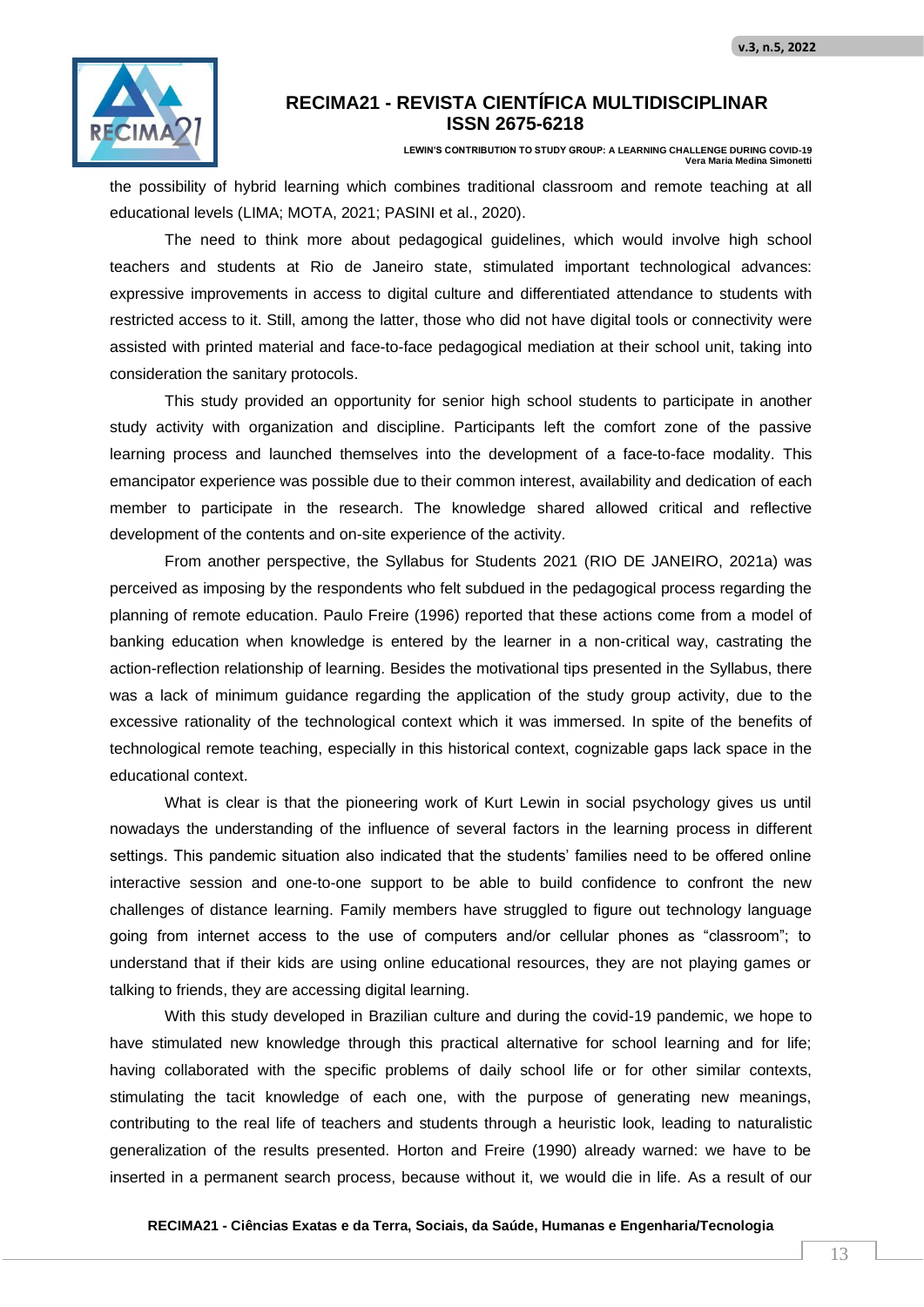the possibility of hybrid learning which combines traditional classroom and remote teaching at all educational levels (LIMA; MOTA, 2021; PASINI et al., 2020).

The need to think more about pedagogical guidelines, which would involve high school teachers and students at Rio de Janeiro state, stimulated important technological advances: expressive improvements in access to digital culture and differentiated attendance to students with restricted access to it. Still, among the latter, those who did not have digital tools or connectivity were assisted with printed material and face-to-face pedagogical mediation at their school unit, taking into consideration the sanitary protocols.

This study provided an opportunity for senior high school students to participate in another study activity with organization and discipline. Participants left the comfort zone of the passive learning process and launched themselves into the development of a face-to-face modality. This emancipator experience was possible due to their common interest, availability and dedication of each member to participate in the research. The knowledge shared allowed critical and reflective development of the contents and on-site experience of the activity.

From another perspective, the Syllabus for Students 2021 (RIO DE JANEIRO, 2021a) was perceived as imposing by the respondents who felt subdued in the pedagogical process regarding the planning of remote education. Paulo Freire (1996) reported that these actions come from a model of banking education when knowledge is entered by the learner in a non-critical way, castrating the action-reflection relationship of learning. Besides the motivational tips presented in the Syllabus, there was a lack of minimum guidance regarding the application of the study group activity, due to the excessive rationality of the technological context which it was immersed. In spite of the benefits of technological remote teaching, especially in this historical context, cognizable gaps lack space in the educational context.

What is clear is that the pioneering work of Kurt Lewin in social psychology gives us until nowadays the understanding of the influence of several factors in the learning process in different settings. This pandemic situation also indicated that the students' families need to be offered online interactive session and one-to-one support to be able to build confidence to confront the new challenges of distance learning. Family members have struggled to figure out technology language going from internet access to the use of computers and/or cellular phones as "classroom"; to understand that if their kids are using online educational resources, they are not playing games or talking to friends, they are accessing digital learning.

With this study developed in Brazilian culture and during the covid-19 pandemic, we hope to have stimulated new knowledge through this practical alternative for school learning and for life; having collaborated with the specific problems of daily school life or for other similar contexts, stimulating the tacit knowledge of each one, with the purpose of generating new meanings, contributing to the real life of teachers and students through a heuristic look, leading to naturalistic generalization of the results presented. Horton and Freire (1990) already warned: we have to be inserted in a permanent search process, because without it, we would die in life. As a result of our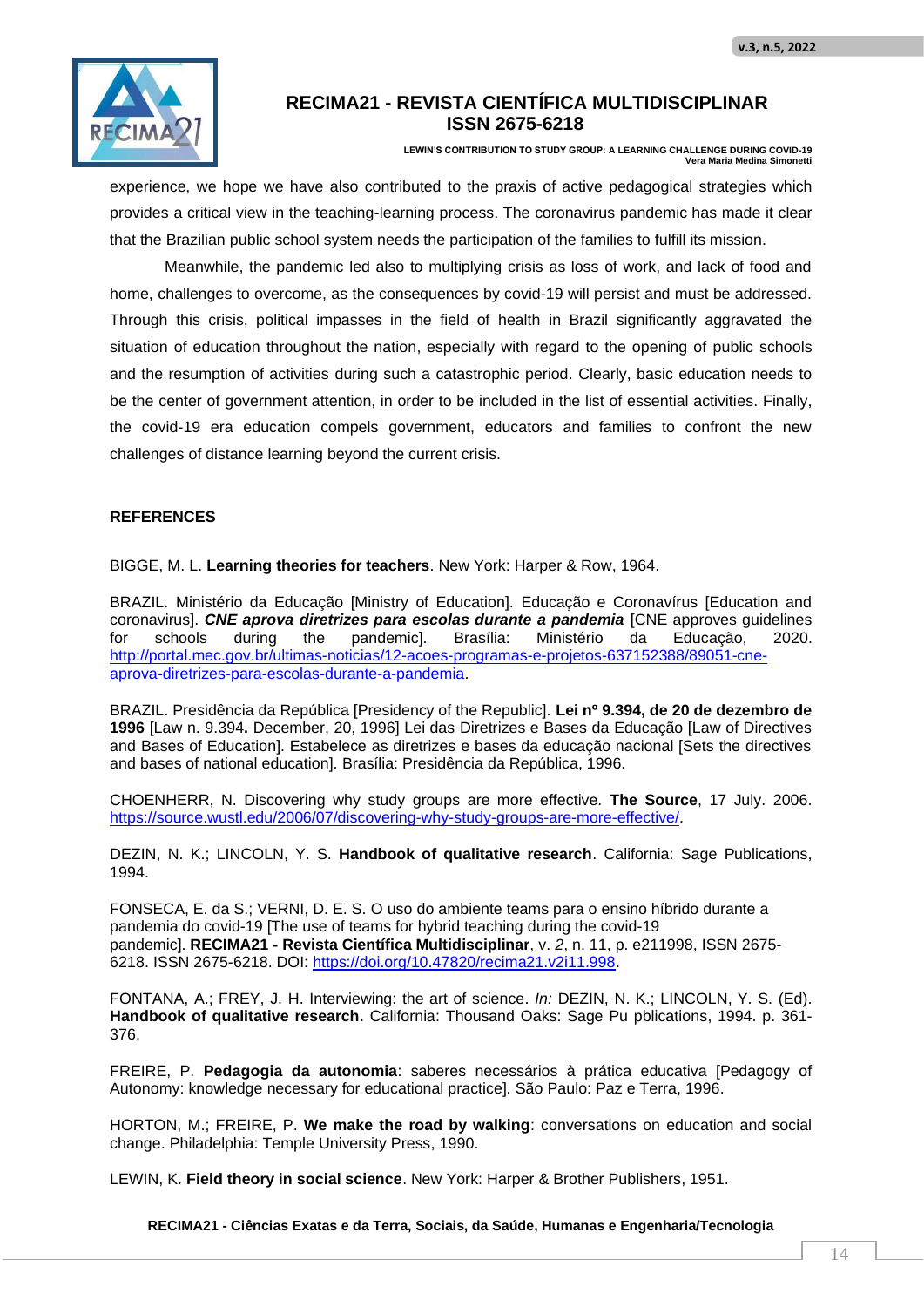experience, we hope we have also contributed to the praxis of active pedagogical strategies which provides a critical view in the teaching-learning process. The coronavirus pandemic has made it clear that the Brazilian public school system needs the participation of the families to fulfill its mission.

Meanwhile, the pandemic led also to multiplying crisis as loss of work, and lack of food and home, challenges to overcome, as the consequences by covid-19 will persist and must be addressed. Through this crisis, political impasses in the field of health in Brazil significantly aggravated the situation of education throughout the nation, especially with regard to the opening of public schools and the resumption of activities during such a catastrophic period. Clearly, basic education needs to be the center of government attention, in order to be included in the list of essential activities. Finally, the covid-19 era education compels government, educators and families to confront the new challenges of distance learning beyond the current crisis.

## REFERENCES

BIGGE, M. L. **Learning theories for teachers**. New York: Harper & Row, 1964.

BRAZIL. Ministério da Educação [Ministry of Education]. Educação e Coronavírus [Education and coronavirus]. ***CNE aprova diretrizes para escolas durante a pandemia*** [CNE approves guidelines for schools during the pandemic]. Brasília: Ministério da Educação, 2020. http://portal.mec.gov.br/ultimas-noticias/12-acoes-programas-e-projetos-637152388/89051-cne-aprova-diretrizes-para-escolas-durante-a-pandemia.

BRAZIL. Presidência da República [Presidency of the Republic]. **Lei nº 9.394, de 20 de dezembro de 1996** [Law n. 9.394**.** December, 20, 1996] Lei das Diretrizes e Bases da Educação [Law of Directives and Bases of Education]. Estabelece as diretrizes e bases da educação nacional [Sets the directives and bases of national education]. Brasília: Presidência da República, 1996.

CHOENHERR, N. Discovering why study groups are more effective. **The Source**, 17 July. 2006. https://source.wustl.edu/2006/07/discovering-why-study-groups-are-more-effective/.

DEZIN, N. K.; LINCOLN, Y. S. **Handbook of qualitative research**. California: Sage Publications, 1994.

FONSECA, E. da S.; VERNI, D. E. S. O uso do ambiente teams para o ensino híbrido durante a pandemia do covid-19 [The use of teams for hybrid teaching during the covid-19 pandemic]. **RECIMA21 - Revista Científica Multidisciplinar**, v. *2*, n. 11, p. e211998, ISSN 2675-6218. ISSN 2675-6218. DOI: https://doi.org/10.47820/recima21.v2i11.998.

FONTANA, A.; FREY, J. H. Interviewing: the art of science. *In:* DEZIN, N. K.; LINCOLN, Y. S. (Ed). **Handbook of qualitative research**. California: Thousand Oaks: Sage Pu pblications, 1994. p. 361-376.

FREIRE, P. **Pedagogia da autonomia**: saberes necessários à prática educativa [Pedagogy of Autonomy: knowledge necessary for educational practice]. São Paulo: Paz e Terra, 1996.

HORTON, M.; FREIRE, P. **We make the road by walking**: conversations on education and social change. Philadelphia: Temple University Press, 1990.

LEWIN, K. **Field theory in social science**. New York: Harper & Brother Publishers, 1951.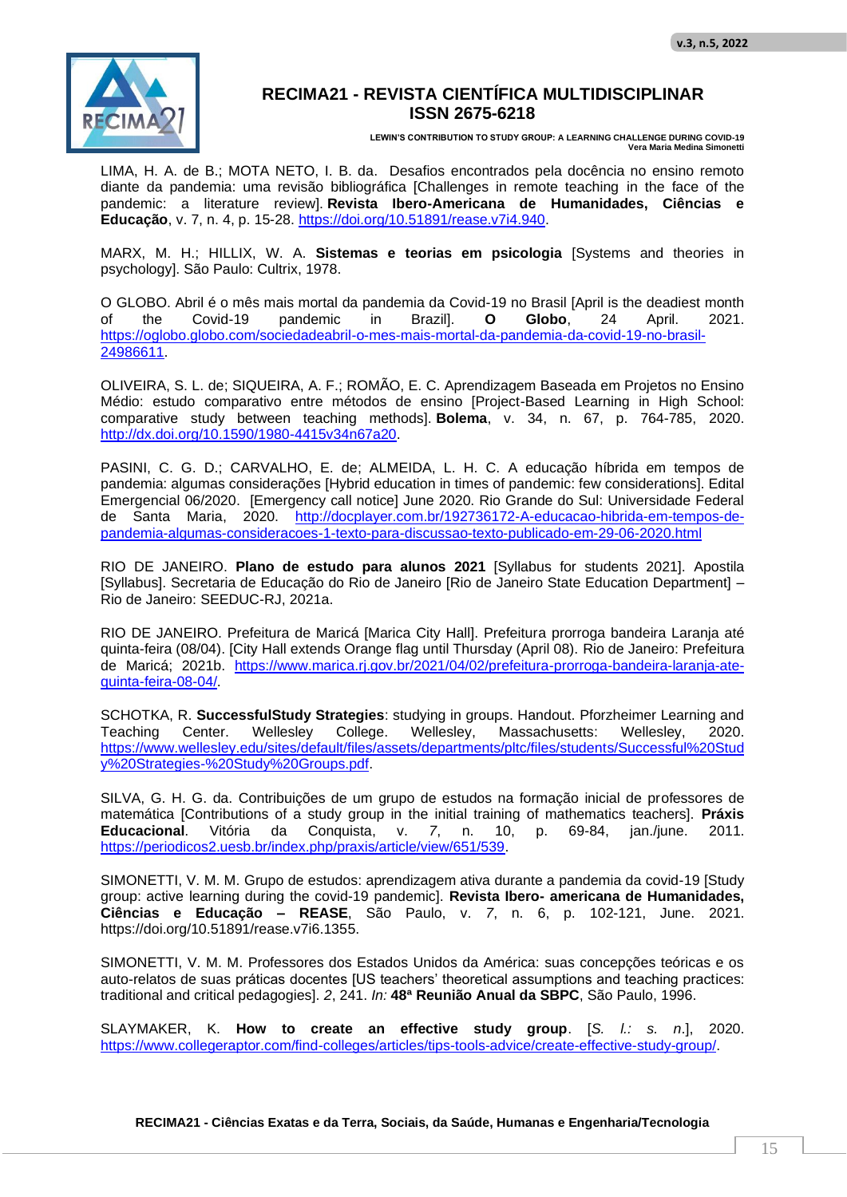LIMA, H. A. de B.; MOTA NETO, I. B. da. Desafios encontrados pela docência no ensino remoto diante da pandemia: uma revisão bibliográfica [Challenges in remote teaching in the face of the pandemic: a literature review]. **Revista Ibero-Americana de Humanidades, Ciências e Educação**, v. 7, n. 4, p. 15-28. https://doi.org/10.51891/rease.v7i4.940.

MARX, M. H.; HILLIX, W. A. **Sistemas e teorias em psicologia** [Systems and theories in psychology]. São Paulo: Cultrix, 1978.

O GLOBO. Abril é o mês mais mortal da pandemia da Covid-19 no Brasil [April is the deadiest month of the Covid-19 pandemic in Brazil]. **O Globo**, 24 April. 2021. https://oglobo.globo.com/sociedadeabril-o-mes-mais-mortal-da-pandemia-da-covid-19-no-brasil-24986611.

OLIVEIRA, S. L. de; SIQUEIRA, A. F.; ROMÃO, E. C. Aprendizagem Baseada em Projetos no Ensino Médio: estudo comparativo entre métodos de ensino [Project-Based Learning in High School: comparative study between teaching methods]. **Bolema**, v. 34, n. 67, p. 764-785, 2020. http://dx.doi.org/10.1590/1980-4415v34n67a20.

PASINI, C. G. D.; CARVALHO, E. de; ALMEIDA, L. H. C. A educação híbrida em tempos de pandemia: algumas considerações [Hybrid education in times of pandemic: few considerations]. Edital Emergencial 06/2020. [Emergency call notice] June 2020. Rio Grande do Sul: Universidade Federal de Santa Maria, 2020. http://docplayer.com.br/192736172-A-educacao-hibrida-em-tempos-de-pandemia-algumas-consideracoes-1-texto-para-discussao-texto-publicado-em-29-06-2020.html

RIO DE JANEIRO. **Plano de estudo para alunos 2021** [Syllabus for students 2021]. Apostila [Syllabus]. Secretaria de Educação do Rio de Janeiro [Rio de Janeiro State Education Department] – Rio de Janeiro: SEEDUC-RJ, 2021a.

RIO DE JANEIRO. Prefeitura de Maricá [Marica City Hall]. Prefeitura prorroga bandeira Laranja até quinta-feira (08/04). [City Hall extends Orange flag until Thursday (April 08). Rio de Janeiro: Prefeitura de Maricá; 2021b. https://www.marica.rj.gov.br/2021/04/02/prefeitura-prorroga-bandeira-laranja-ate-quinta-feira-08-04/.

SCHOTKA, R. **SuccessfulStudy Strategies**: studying in groups. Handout. Pforzheimer Learning and Teaching Center. Wellesley College. Wellesley, Massachusetts: Wellesley, 2020. https://www.wellesley.edu/sites/default/files/assets/departments/pltc/files/students/Successful%20Study%20Strategies-%20Study%20Groups.pdf.

SILVA, G. H. G. da. Contribuições de um grupo de estudos na formação inicial de professores de matemática [Contributions of a study group in the initial training of mathematics teachers]. **Práxis Educacional**. Vitória da Conquista, v. *7*, n. 10, p. 69-84, jan./june. 2011. https://periodicos2.uesb.br/index.php/praxis/article/view/651/539.

SIMONETTI, V. M. M. Grupo de estudos: aprendizagem ativa durante a pandemia da covid-19 [Study group: active learning during the covid-19 pandemic]. **Revista Ibero- americana de Humanidades, Ciências e Educação – REASE**, São Paulo, v. *7*, n. 6, p. 102-121, June. 2021. https://doi.org/10.51891/rease.v7i6.1355.

SIMONETTI, V. M. M. Professores dos Estados Unidos da América: suas concepções teóricas e os auto-relatos de suas práticas docentes [US teachers' theoretical assumptions and teaching practices: traditional and critical pedagogies]. *2*, 241. *In:* **48ª Reunião Anual da SBPC**, São Paulo, 1996.

SLAYMAKER, K. **How to create an effective study group**. [*S. l.: s. n.*], 2020. https://www.collegeraptor.com/find-colleges/articles/tips-tools-advice/create-effective-study-group/.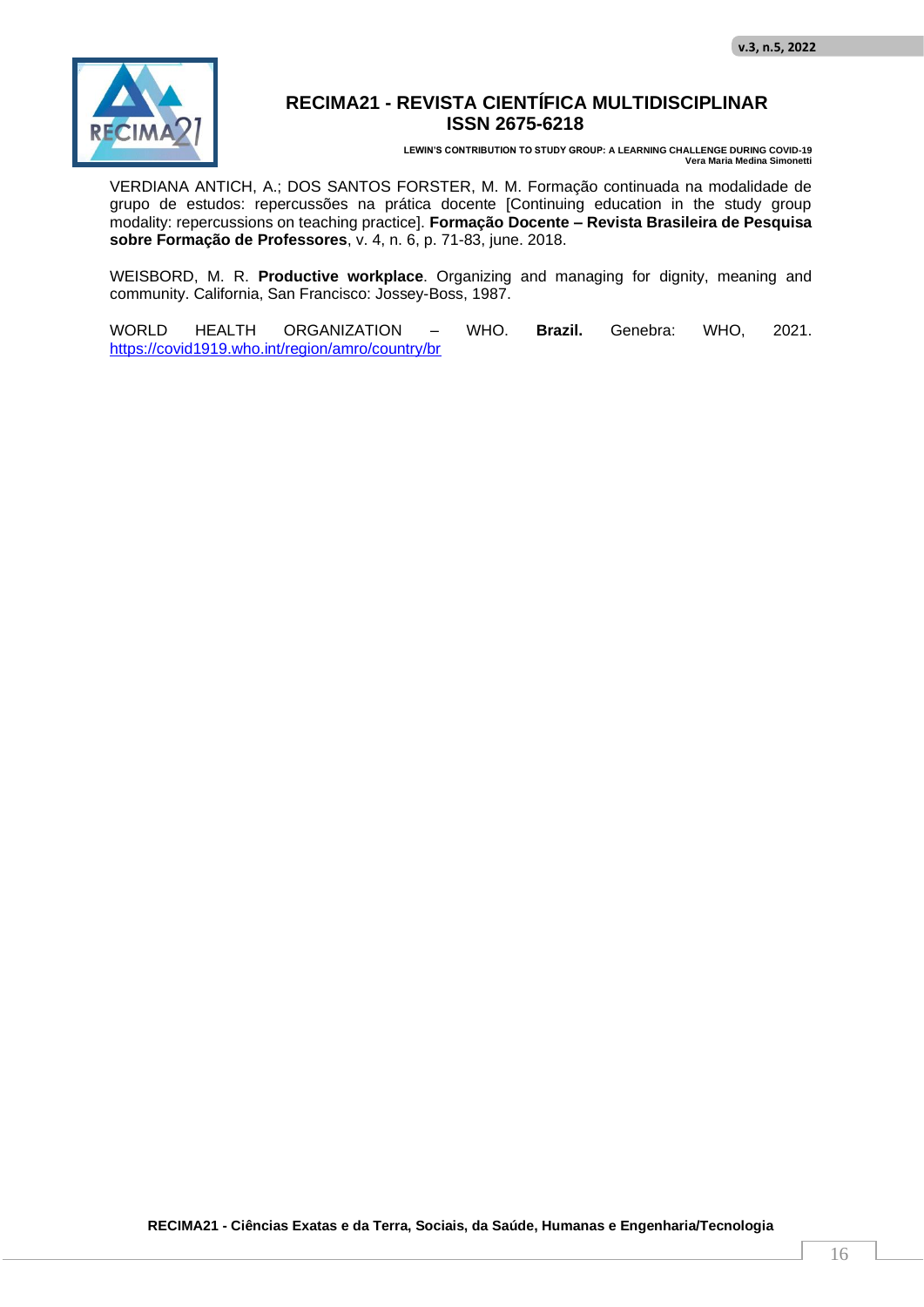VERDIANA ANTICH, A.; DOS SANTOS FORSTER, M. M. Formação continuada na modalidade de grupo de estudos: repercussões na prática docente [Continuing education in the study group modality: repercussions on teaching practice]. **Formação Docente – Revista Brasileira de Pesquisa sobre Formação de Professores**, v. 4, n. 6, p. 71-83, june. 2018.

WEISBORD, M. R. **Productive workplace**. Organizing and managing for dignity, meaning and community. California, San Francisco: Jossey-Boss, 1987.

WORLD HEALTH ORGANIZATION – WHO. **Brazil.** Genebra: WHO, 2021. https://covid1919.who.int/region/amro/country/br